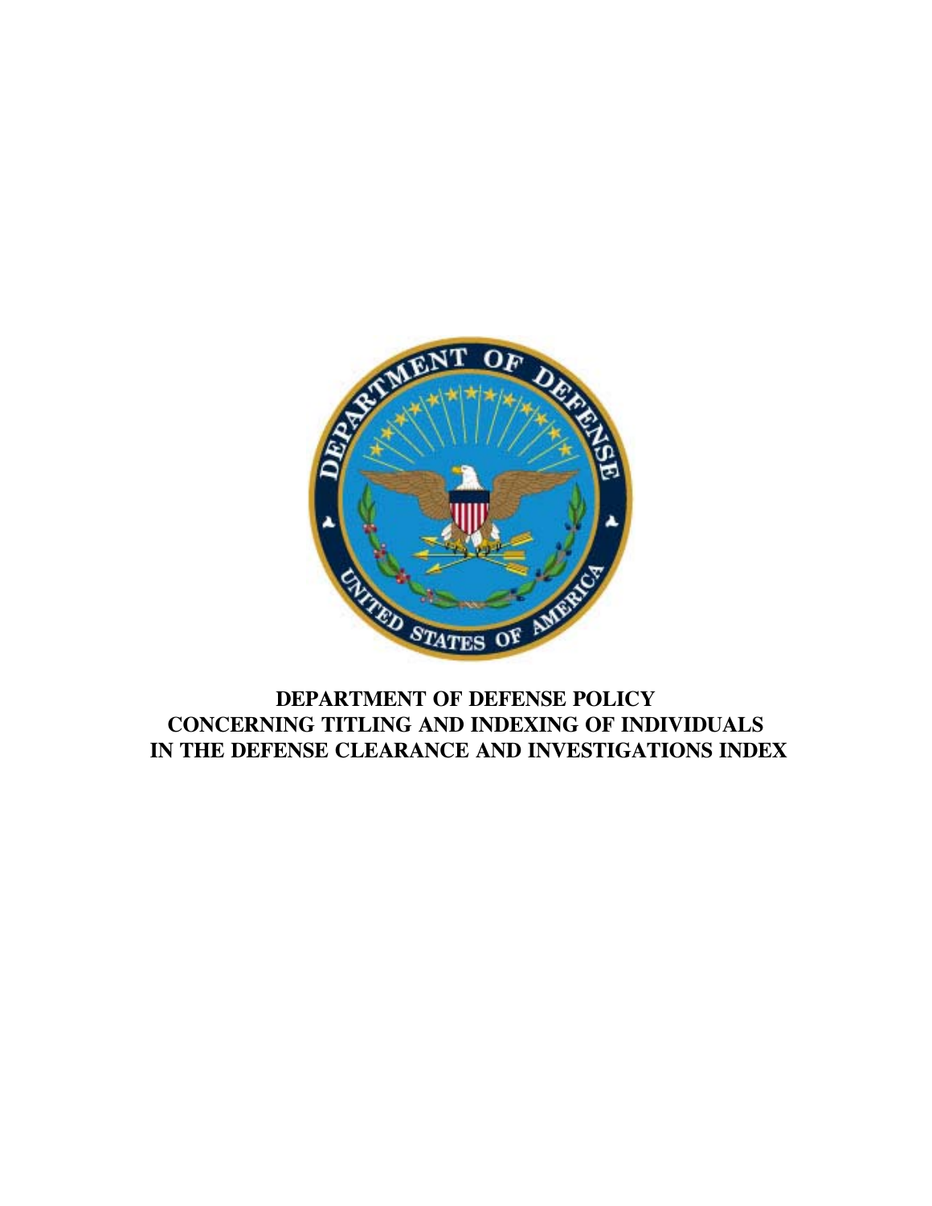# DEPARTMENT OF DEFENSE POLICY CONCERNING TITLING AND INDEXING OF INDIVIDUALS IN THE DEFENSE CLEARANCE AND INVESTIGATIONS INDEX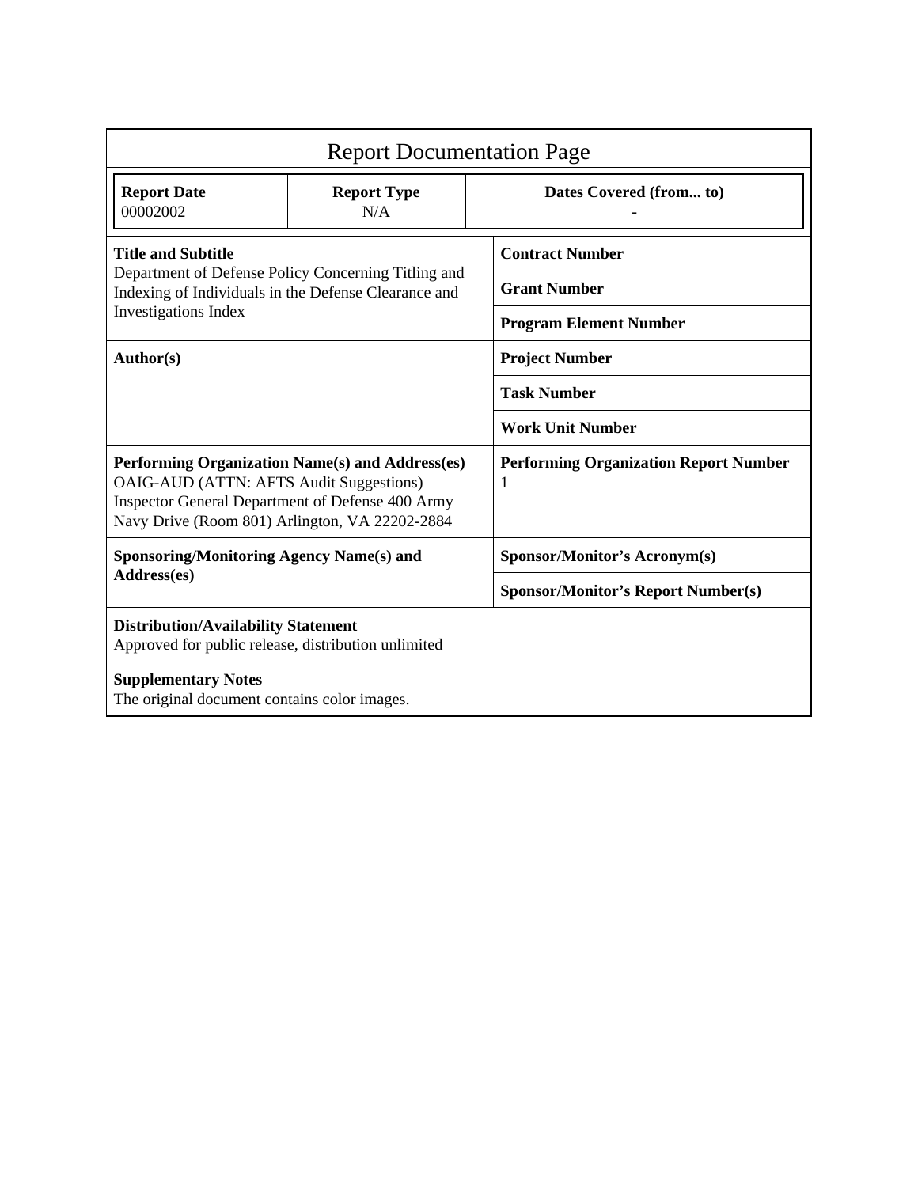# Report Documentation Page

| Report Date | Report Type | Dates Covered (from... to) |
|---|---|---|
| 00002002 | N/A | - |

| | |
|---|---|
| **Title and Subtitle**<br>Department of Defense Policy Concerning Titling and Indexing of Individuals in the Defense Clearance and Investigations Index | **Contract Number** |
| | **Grant Number** |
| | **Program Element Number** |
| **Author(s)** | **Project Number** |
| | **Task Number** |
| | **Work Unit Number** |
| **Performing Organization Name(s) and Address(es)**<br>OAIG-AUD (ATTN: AFTS Audit Suggestions) Inspector General Department of Defense 400 Army Navy Drive (Room 801) Arlington, VA 22202-2884 | **Performing Organization Report Number**<br>1 |
| **Sponsoring/Monitoring Agency Name(s) and Address(es)** | **Sponsor/Monitor's Acronym(s)** |
| | **Sponsor/Monitor's Report Number(s)** |

**Distribution/Availability Statement**
Approved for public release, distribution unlimited

**Supplementary Notes**
The original document contains color images.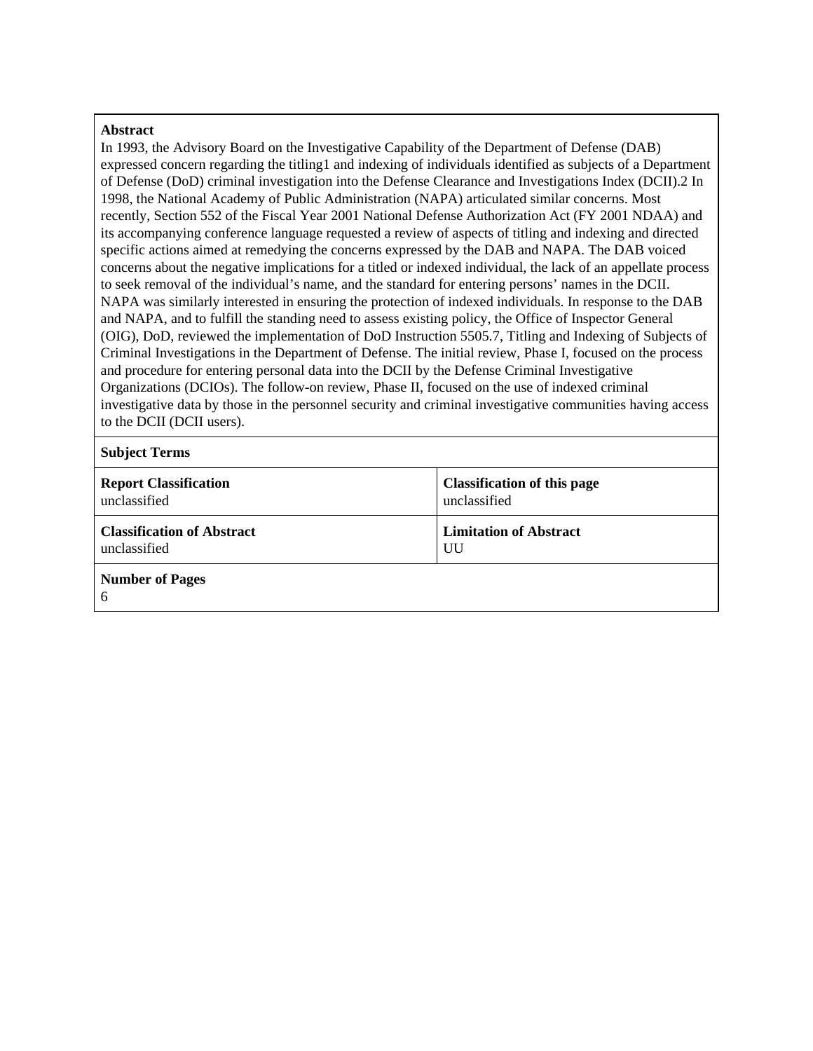**Abstract**

In 1993, the Advisory Board on the Investigative Capability of the Department of Defense (DAB) expressed concern regarding the titling1 and indexing of individuals identified as subjects of a Department of Defense (DoD) criminal investigation into the Defense Clearance and Investigations Index (DCII).2 In 1998, the National Academy of Public Administration (NAPA) articulated similar concerns. Most recently, Section 552 of the Fiscal Year 2001 National Defense Authorization Act (FY 2001 NDAA) and its accompanying conference language requested a review of aspects of titling and indexing and directed specific actions aimed at remedying the concerns expressed by the DAB and NAPA. The DAB voiced concerns about the negative implications for a titled or indexed individual, the lack of an appellate process to seek removal of the individual's name, and the standard for entering persons' names in the DCII. NAPA was similarly interested in ensuring the protection of indexed individuals. In response to the DAB and NAPA, and to fulfill the standing need to assess existing policy, the Office of Inspector General (OIG), DoD, reviewed the implementation of DoD Instruction 5505.7, Titling and Indexing of Subjects of Criminal Investigations in the Department of Defense. The initial review, Phase I, focused on the process and procedure for entering personal data into the DCII by the Defense Criminal Investigative Organizations (DCIOs). The follow-on review, Phase II, focused on the use of indexed criminal investigative data by those in the personnel security and criminal investigative communities having access to the DCII (DCII users).

**Subject Terms**

| **Report Classification** | **Classification of this page** |
|---|---|
| unclassified | unclassified |
| **Classification of Abstract** | **Limitation of Abstract** |
| unclassified | UU |

**Number of Pages**

6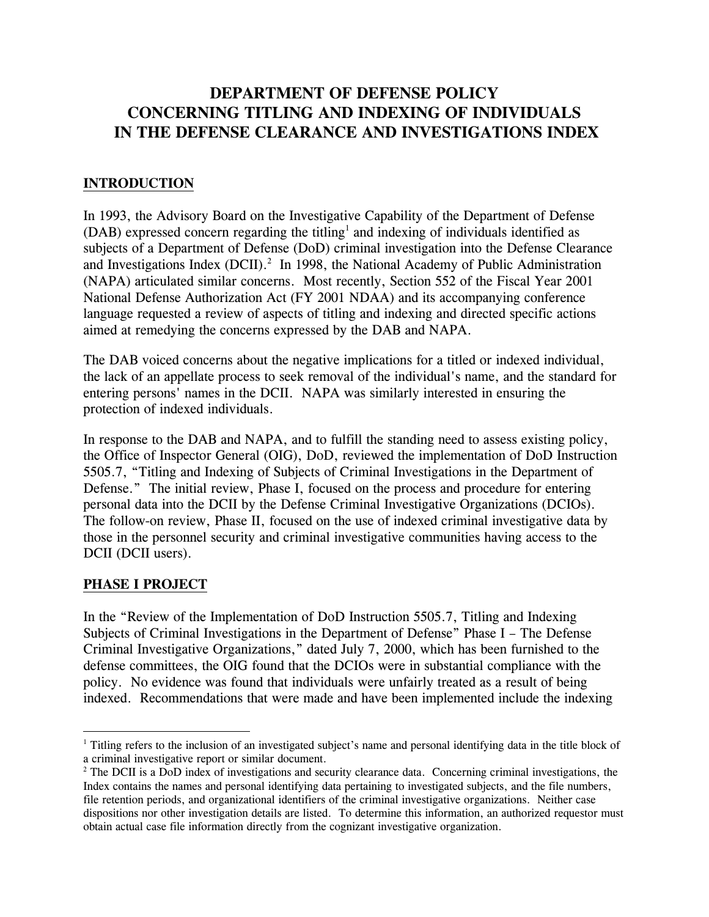# DEPARTMENT OF DEFENSE POLICY CONCERNING TITLING AND INDEXING OF INDIVIDUALS IN THE DEFENSE CLEARANCE AND INVESTIGATIONS INDEX

## INTRODUCTION

In 1993, the Advisory Board on the Investigative Capability of the Department of Defense (DAB) expressed concern regarding the titling[1] and indexing of individuals identified as subjects of a Department of Defense (DoD) criminal investigation into the Defense Clearance and Investigations Index (DCII).[2] In 1998, the National Academy of Public Administration (NAPA) articulated similar concerns. Most recently, Section 552 of the Fiscal Year 2001 National Defense Authorization Act (FY 2001 NDAA) and its accompanying conference language requested a review of aspects of titling and indexing and directed specific actions aimed at remedying the concerns expressed by the DAB and NAPA.

The DAB voiced concerns about the negative implications for a titled or indexed individual, the lack of an appellate process to seek removal of the individual's name, and the standard for entering persons' names in the DCII. NAPA was similarly interested in ensuring the protection of indexed individuals.

In response to the DAB and NAPA, and to fulfill the standing need to assess existing policy, the Office of Inspector General (OIG), DoD, reviewed the implementation of DoD Instruction 5505.7, "Titling and Indexing of Subjects of Criminal Investigations in the Department of Defense." The initial review, Phase I, focused on the process and procedure for entering personal data into the DCII by the Defense Criminal Investigative Organizations (DCIOs). The follow-on review, Phase II, focused on the use of indexed criminal investigative data by those in the personnel security and criminal investigative communities having access to the DCII (DCII users).

## PHASE I PROJECT

In the "Review of the Implementation of DoD Instruction 5505.7, Titling and Indexing Subjects of Criminal Investigations in the Department of Defense" Phase I – The Defense Criminal Investigative Organizations," dated July 7, 2000, which has been furnished to the defense committees, the OIG found that the DCIOs were in substantial compliance with the policy. No evidence was found that individuals were unfairly treated as a result of being indexed. Recommendations that were made and have been implemented include the indexing

---

[1] Titling refers to the inclusion of an investigated subject's name and personal identifying data in the title block of a criminal investigative report or similar document.

[2] The DCII is a DoD index of investigations and security clearance data. Concerning criminal investigations, the Index contains the names and personal identifying data pertaining to investigated subjects, and the file numbers, file retention periods, and organizational identifiers of the criminal investigative organizations. Neither case dispositions nor other investigation details are listed. To determine this information, an authorized requestor must obtain actual case file information directly from the cognizant investigative organization.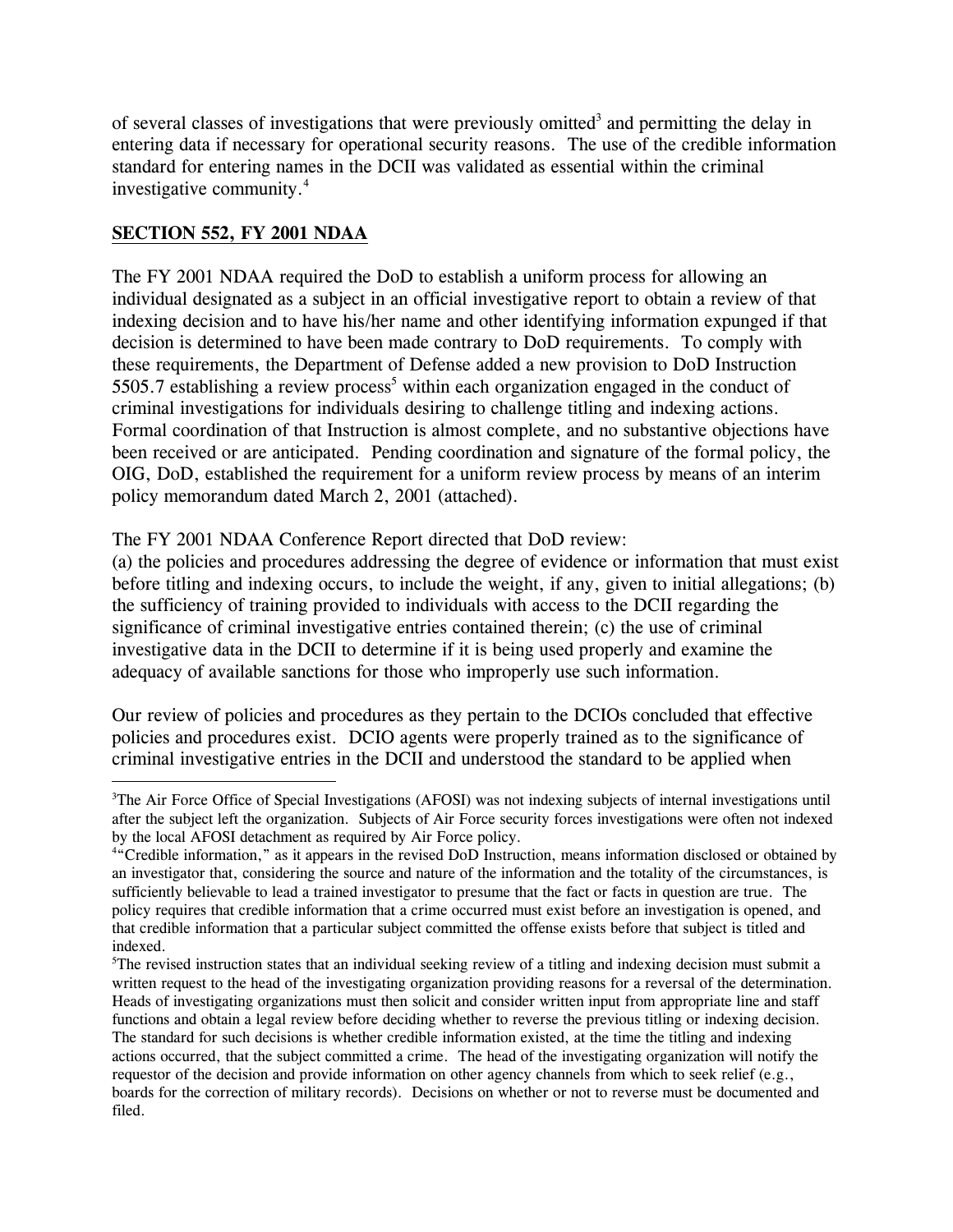of several classes of investigations that were previously omitted[3] and permitting the delay in entering data if necessary for operational security reasons. The use of the credible information standard for entering names in the DCII was validated as essential within the criminal investigative community.[4]

## SECTION 552, FY 2001 NDAA

The FY 2001 NDAA required the DoD to establish a uniform process for allowing an individual designated as a subject in an official investigative report to obtain a review of that indexing decision and to have his/her name and other identifying information expunged if that decision is determined to have been made contrary to DoD requirements. To comply with these requirements, the Department of Defense added a new provision to DoD Instruction 5505.7 establishing a review process[5] within each organization engaged in the conduct of criminal investigations for individuals desiring to challenge titling and indexing actions. Formal coordination of that Instruction is almost complete, and no substantive objections have been received or are anticipated. Pending coordination and signature of the formal policy, the OIG, DoD, established the requirement for a uniform review process by means of an interim policy memorandum dated March 2, 2001 (attached).

The FY 2001 NDAA Conference Report directed that DoD review:
(a) the policies and procedures addressing the degree of evidence or information that must exist before titling and indexing occurs, to include the weight, if any, given to initial allegations; (b) the sufficiency of training provided to individuals with access to the DCII regarding the significance of criminal investigative entries contained therein; (c) the use of criminal investigative data in the DCII to determine if it is being used properly and examine the adequacy of available sanctions for those who improperly use such information.

Our review of policies and procedures as they pertain to the DCIOs concluded that effective policies and procedures exist. DCIO agents were properly trained as to the significance of criminal investigative entries in the DCII and understood the standard to be applied when

---

[3] The Air Force Office of Special Investigations (AFOSI) was not indexing subjects of internal investigations until after the subject left the organization. Subjects of Air Force security forces investigations were often not indexed by the local AFOSI detachment as required by Air Force policy.

[4] "Credible information," as it appears in the revised DoD Instruction, means information disclosed or obtained by an investigator that, considering the source and nature of the information and the totality of the circumstances, is sufficiently believable to lead a trained investigator to presume that the fact or facts in question are true. The policy requires that credible information that a crime occurred must exist before an investigation is opened, and that credible information that a particular subject committed the offense exists before that subject is titled and indexed.

[5] The revised instruction states that an individual seeking review of a titling and indexing decision must submit a written request to the head of the investigating organization providing reasons for a reversal of the determination. Heads of investigating organizations must then solicit and consider written input from appropriate line and staff functions and obtain a legal review before deciding whether to reverse the previous titling or indexing decision. The standard for such decisions is whether credible information existed, at the time the titling and indexing actions occurred, that the subject committed a crime. The head of the investigating organization will notify the requestor of the decision and provide information on other agency channels from which to seek relief (e.g., boards for the correction of military records). Decisions on whether or not to reverse must be documented and filed.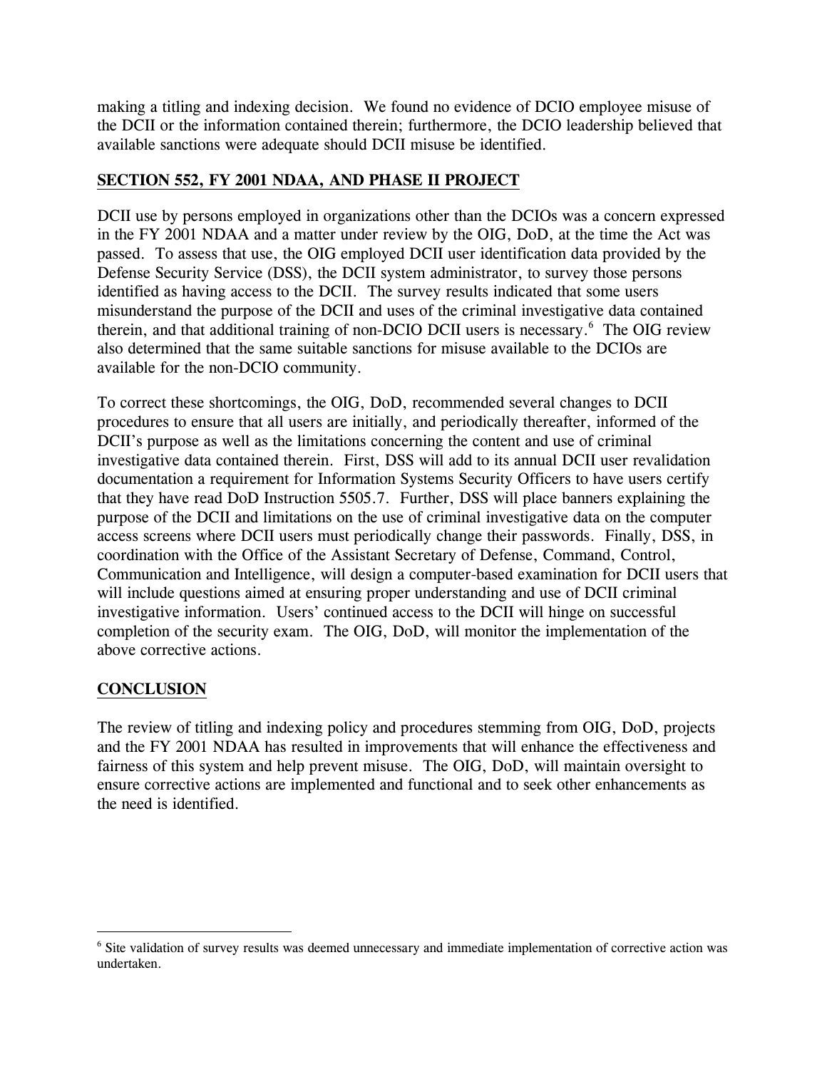making a titling and indexing decision. We found no evidence of DCIO employee misuse of the DCII or the information contained therein; furthermore, the DCIO leadership believed that available sanctions were adequate should DCII misuse be identified.

## SECTION 552, FY 2001 NDAA, AND PHASE II PROJECT

DCII use by persons employed in organizations other than the DCIOs was a concern expressed in the FY 2001 NDAA and a matter under review by the OIG, DoD, at the time the Act was passed. To assess that use, the OIG employed DCII user identification data provided by the Defense Security Service (DSS), the DCII system administrator, to survey those persons identified as having access to the DCII. The survey results indicated that some users misunderstand the purpose of the DCII and uses of the criminal investigative data contained therein, and that additional training of non-DCIO DCII users is necessary.[6] The OIG review also determined that the same suitable sanctions for misuse available to the DCIOs are available for the non-DCIO community.

To correct these shortcomings, the OIG, DoD, recommended several changes to DCII procedures to ensure that all users are initially, and periodically thereafter, informed of the DCII's purpose as well as the limitations concerning the content and use of criminal investigative data contained therein. First, DSS will add to its annual DCII user revalidation documentation a requirement for Information Systems Security Officers to have users certify that they have read DoD Instruction 5505.7. Further, DSS will place banners explaining the purpose of the DCII and limitations on the use of criminal investigative data on the computer access screens where DCII users must periodically change their passwords. Finally, DSS, in coordination with the Office of the Assistant Secretary of Defense, Command, Control, Communication and Intelligence, will design a computer-based examination for DCII users that will include questions aimed at ensuring proper understanding and use of DCII criminal investigative information. Users' continued access to the DCII will hinge on successful completion of the security exam. The OIG, DoD, will monitor the implementation of the above corrective actions.

## CONCLUSION

The review of titling and indexing policy and procedures stemming from OIG, DoD, projects and the FY 2001 NDAA has resulted in improvements that will enhance the effectiveness and fairness of this system and help prevent misuse. The OIG, DoD, will maintain oversight to ensure corrective actions are implemented and functional and to seek other enhancements as the need is identified.

---

[6] Site validation of survey results was deemed unnecessary and immediate implementation of corrective action was undertaken.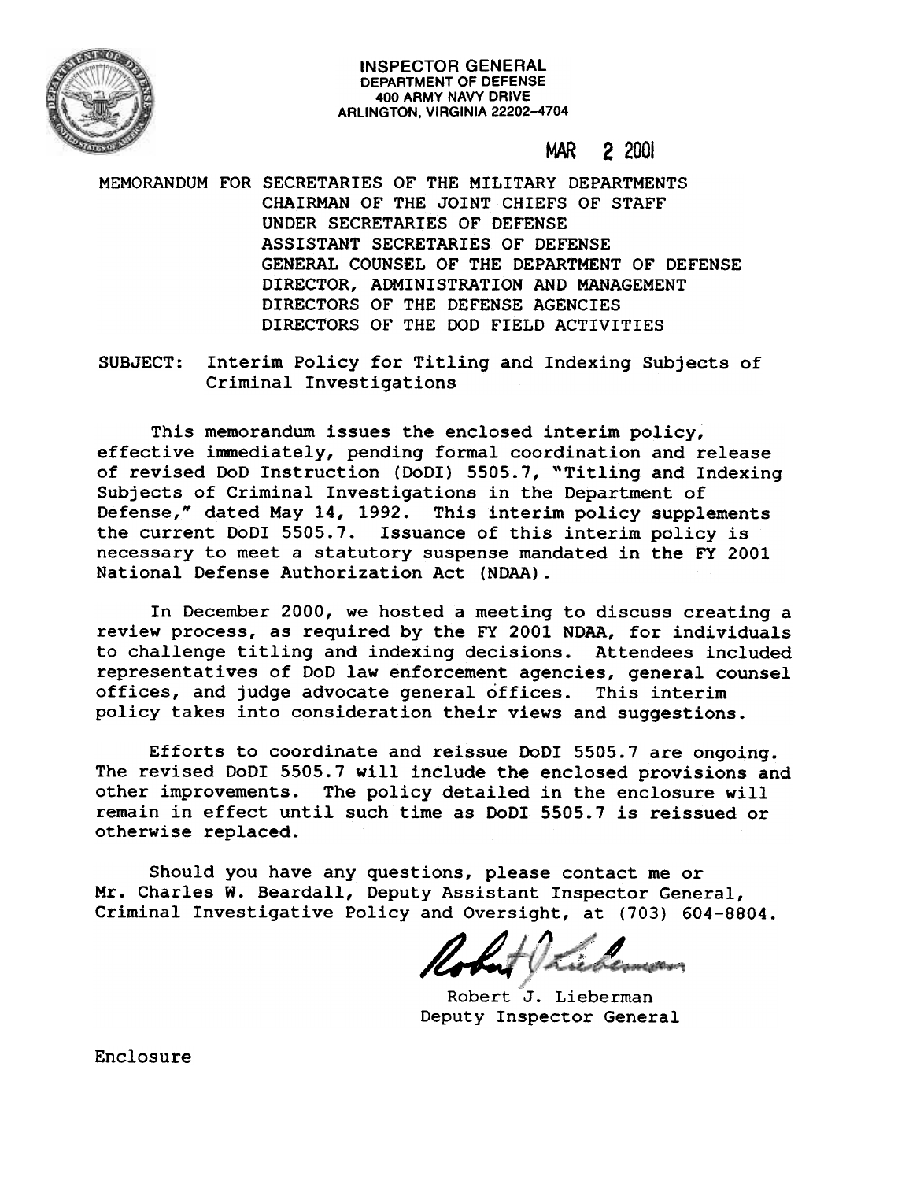**INSPECTOR GENERAL**
**DEPARTMENT OF DEFENSE**
**400 ARMY NAVY DRIVE**
**ARLINGTON, VIRGINIA 22202-4704**

MAR 2 2001

MEMORANDUM FOR SECRETARIES OF THE MILITARY DEPARTMENTS
CHAIRMAN OF THE JOINT CHIEFS OF STAFF
UNDER SECRETARIES OF DEFENSE
ASSISTANT SECRETARIES OF DEFENSE
GENERAL COUNSEL OF THE DEPARTMENT OF DEFENSE
DIRECTOR, ADMINISTRATION AND MANAGEMENT
DIRECTORS OF THE DEFENSE AGENCIES
DIRECTORS OF THE DOD FIELD ACTIVITIES

SUBJECT: Interim Policy for Titling and Indexing Subjects of Criminal Investigations

This memorandum issues the enclosed interim policy, effective immediately, pending formal coordination and release of revised DoD Instruction (DoDI) 5505.7, "Titling and Indexing Subjects of Criminal Investigations in the Department of Defense," dated May 14, 1992. This interim policy supplements the current DoDI 5505.7. Issuance of this interim policy is necessary to meet a statutory suspense mandated in the FY 2001 National Defense Authorization Act (NDAA).

In December 2000, we hosted a meeting to discuss creating a review process, as required by the FY 2001 NDAA, for individuals to challenge titling and indexing decisions. Attendees included representatives of DoD law enforcement agencies, general counsel offices, and judge advocate general offices. This interim policy takes into consideration their views and suggestions.

Efforts to coordinate and reissue DoDI 5505.7 are ongoing. The revised DoDI 5505.7 will include the enclosed provisions and other improvements. The policy detailed in the enclosure will remain in effect until such time as DoDI 5505.7 is reissued or otherwise replaced.

Should you have any questions, please contact me or Mr. Charles W. Beardall, Deputy Assistant Inspector General, Criminal Investigative Policy and Oversight, at (703) 604-8804.

Robert J. Lieberman
Deputy Inspector General

Enclosure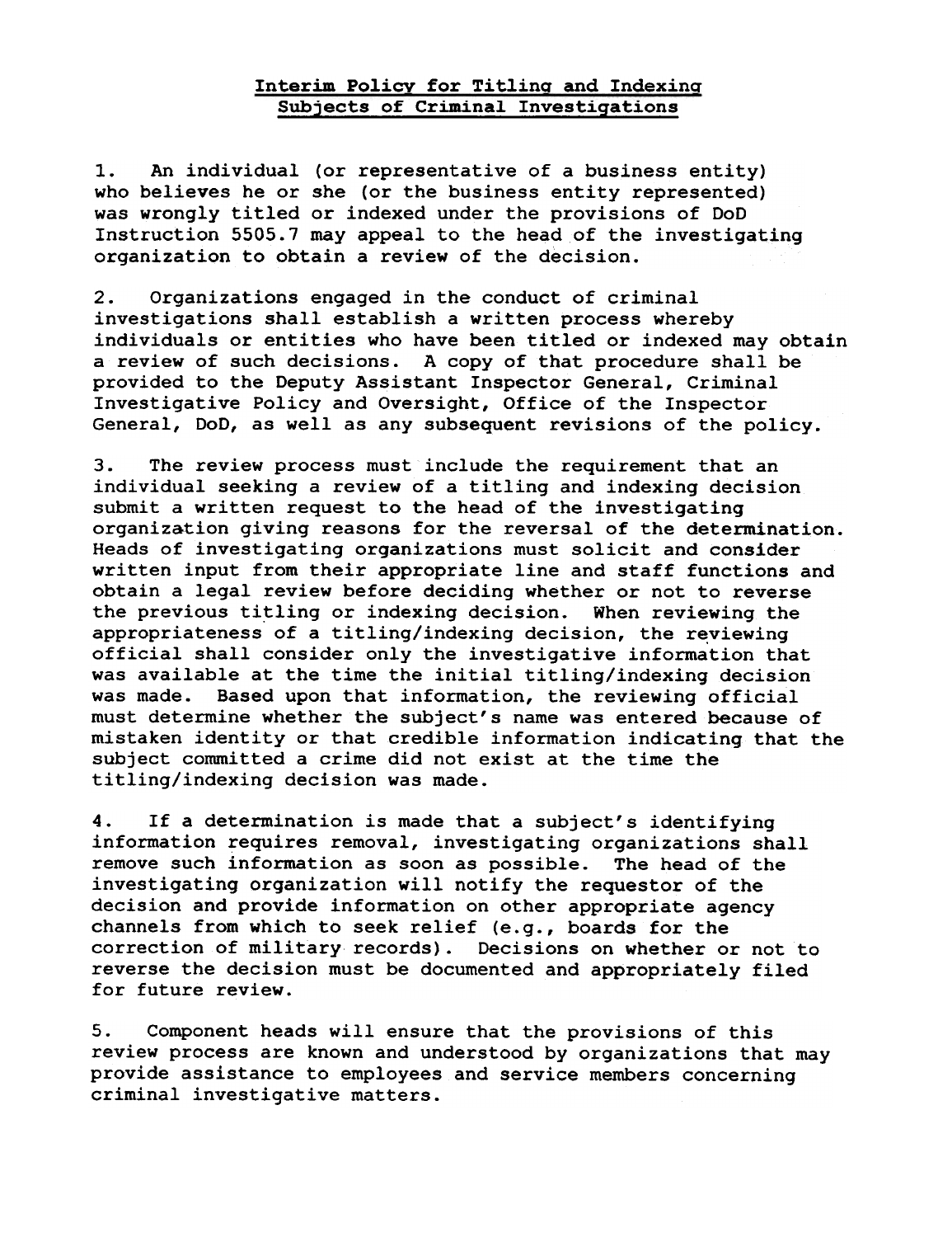## Interim Policy for Titling and Indexing Subjects of Criminal Investigations

1. An individual (or representative of a business entity) who believes he or she (or the business entity represented) was wrongly titled or indexed under the provisions of DoD Instruction 5505.7 may appeal to the head of the investigating organization to obtain a review of the decision.

2. Organizations engaged in the conduct of criminal investigations shall establish a written process whereby individuals or entities who have been titled or indexed may obtain a review of such decisions. A copy of that procedure shall be provided to the Deputy Assistant Inspector General, Criminal Investigative Policy and Oversight, Office of the Inspector General, DoD, as well as any subsequent revisions of the policy.

3. The review process must include the requirement that an individual seeking a review of a titling and indexing decision submit a written request to the head of the investigating organization giving reasons for the reversal of the determination. Heads of investigating organizations must solicit and consider written input from their appropriate line and staff functions and obtain a legal review before deciding whether or not to reverse the previous titling or indexing decision. When reviewing the appropriateness of a titling/indexing decision, the reviewing official shall consider only the investigative information that was available at the time the initial titling/indexing decision was made. Based upon that information, the reviewing official must determine whether the subject's name was entered because of mistaken identity or that credible information indicating that the subject committed a crime did not exist at the time the titling/indexing decision was made.

4. If a determination is made that a subject's identifying information requires removal, investigating organizations shall remove such information as soon as possible. The head of the investigating organization will notify the requestor of the decision and provide information on other appropriate agency channels from which to seek relief (e.g., boards for the correction of military records). Decisions on whether or not to reverse the decision must be documented and appropriately filed for future review.

5. Component heads will ensure that the provisions of this review process are known and understood by organizations that may provide assistance to employees and service members concerning criminal investigative matters.